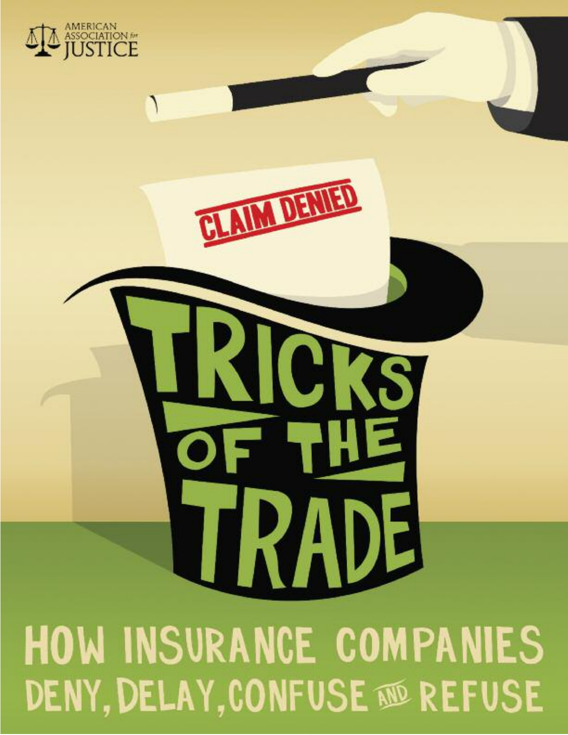AMERICAN ASSOCIATION for JUSTICE

CLAIM DENIED

# TRICKS OF THE TRADE

## HOW INSURANCE COMPANIES DENY, DELAY, CONFUSE AND REFUSE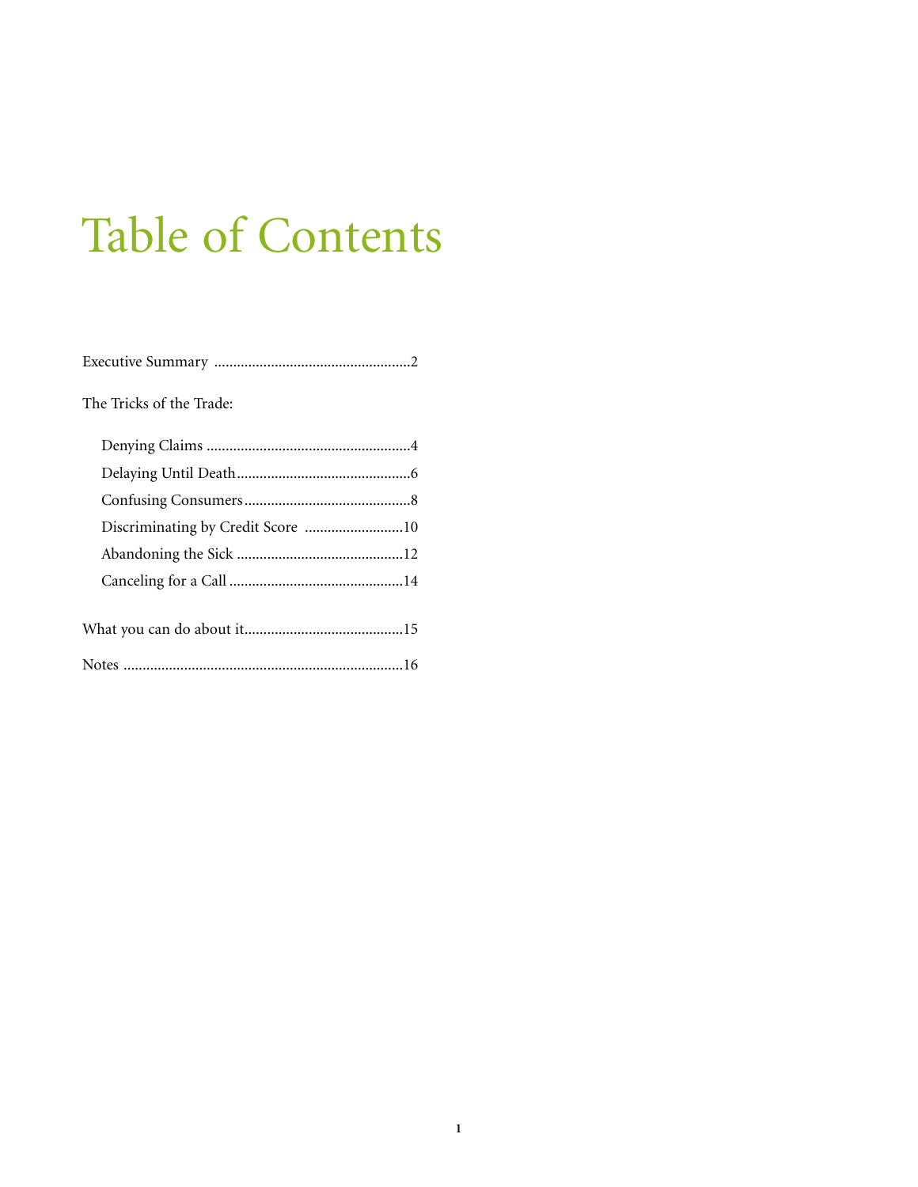# Table of Contents

Executive Summary ....................................................2

The Tricks of the Trade:

- Denying Claims ......................................................4
- Delaying Until Death..............................................6
- Confusing Consumers............................................8
- Discriminating by Credit Score ..........................10
- Abandoning the Sick ............................................12
- Canceling for a Call ..............................................14

What you can do about it..........................................15

Notes .........................................................................16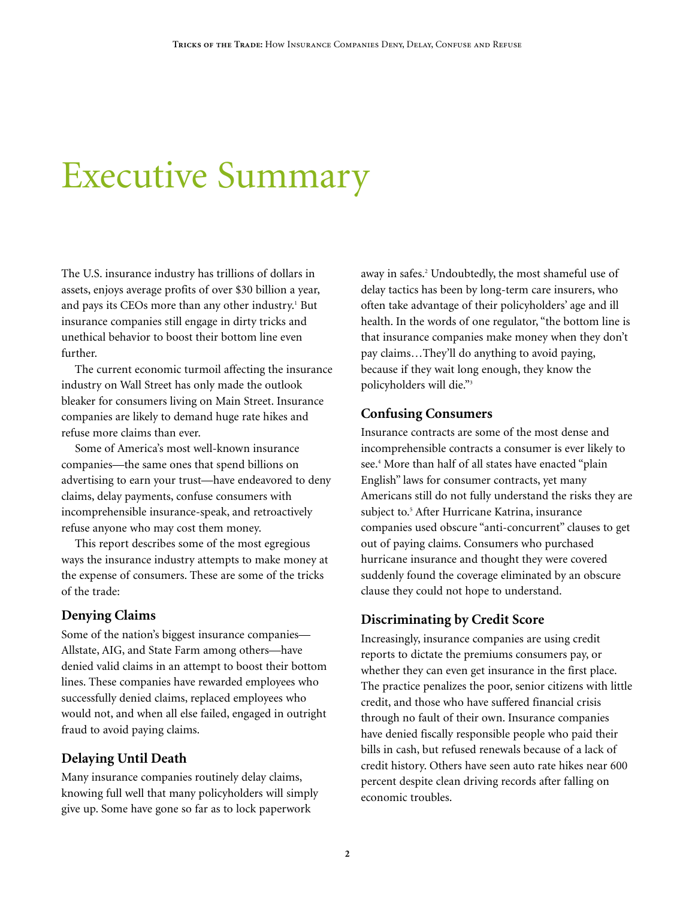# Executive Summary

The U.S. insurance industry has trillions of dollars in assets, enjoys average profits of over $30 billion a year, and pays its CEOs more than any other industry.[1] But insurance companies still engage in dirty tricks and unethical behavior to boost their bottom line even further.

The current economic turmoil affecting the insurance industry on Wall Street has only made the outlook bleaker for consumers living on Main Street. Insurance companies are likely to demand huge rate hikes and refuse more claims than ever.

Some of America's most well-known insurance companies—the same ones that spend billions on advertising to earn your trust—have endeavored to deny claims, delay payments, confuse consumers with incomprehensible insurance-speak, and retroactively refuse anyone who may cost them money.

This report describes some of the most egregious ways the insurance industry attempts to make money at the expense of consumers. These are some of the tricks of the trade:

### Denying Claims

Some of the nation's biggest insurance companies—Allstate, AIG, and State Farm among others—have denied valid claims in an attempt to boost their bottom lines. These companies have rewarded employees who successfully denied claims, replaced employees who would not, and when all else failed, engaged in outright fraud to avoid paying claims.

### Delaying Until Death

Many insurance companies routinely delay claims, knowing full well that many policyholders will simply give up. Some have gone so far as to lock paperwork away in safes.[2] Undoubtedly, the most shameful use of delay tactics has been by long-term care insurers, who often take advantage of their policyholders' age and ill health. In the words of one regulator, "the bottom line is that insurance companies make money when they don't pay claims…They'll do anything to avoid paying, because if they wait long enough, they know the policyholders will die."[3]

### Confusing Consumers

Insurance contracts are some of the most dense and incomprehensible contracts a consumer is ever likely to see.[4] More than half of all states have enacted "plain English" laws for consumer contracts, yet many Americans still do not fully understand the risks they are subject to.[5] After Hurricane Katrina, insurance companies used obscure "anti-concurrent" clauses to get out of paying claims. Consumers who purchased hurricane insurance and thought they were covered suddenly found the coverage eliminated by an obscure clause they could not hope to understand.

### Discriminating by Credit Score

Increasingly, insurance companies are using credit reports to dictate the premiums consumers pay, or whether they can even get insurance in the first place. The practice penalizes the poor, senior citizens with little credit, and those who have suffered financial crisis through no fault of their own. Insurance companies have denied fiscally responsible people who paid their bills in cash, but refused renewals because of a lack of credit history. Others have seen auto rate hikes near 600 percent despite clean driving records after falling on economic troubles.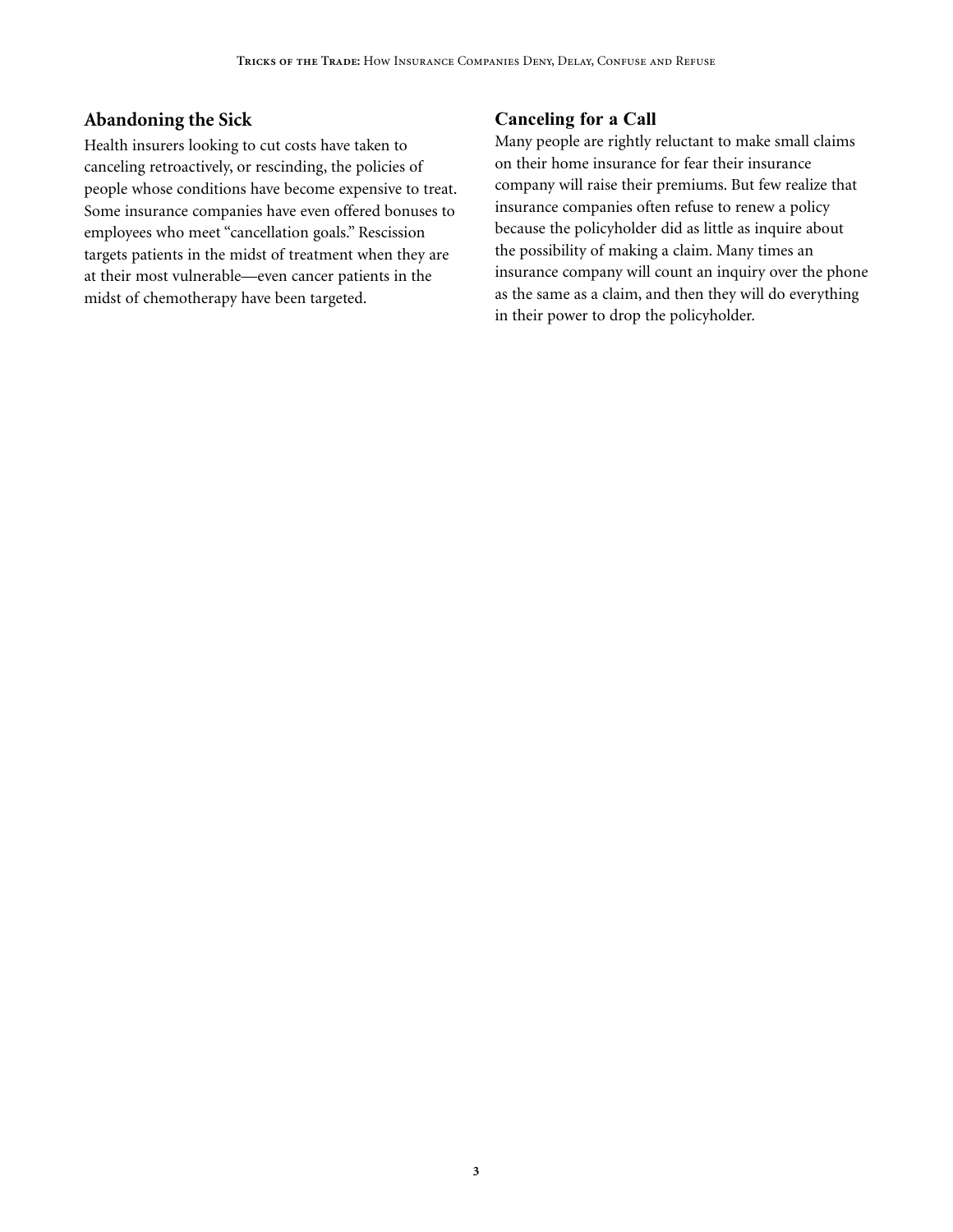## Abandoning the Sick

Health insurers looking to cut costs have taken to canceling retroactively, or rescinding, the policies of people whose conditions have become expensive to treat. Some insurance companies have even offered bonuses to employees who meet "cancellation goals." Rescission targets patients in the midst of treatment when they are at their most vulnerable—even cancer patients in the midst of chemotherapy have been targeted.

## Canceling for a Call

Many people are rightly reluctant to make small claims on their home insurance for fear their insurance company will raise their premiums. But few realize that insurance companies often refuse to renew a policy because the policyholder did as little as inquire about the possibility of making a claim. Many times an insurance company will count an inquiry over the phone as the same as a claim, and then they will do everything in their power to drop the policyholder.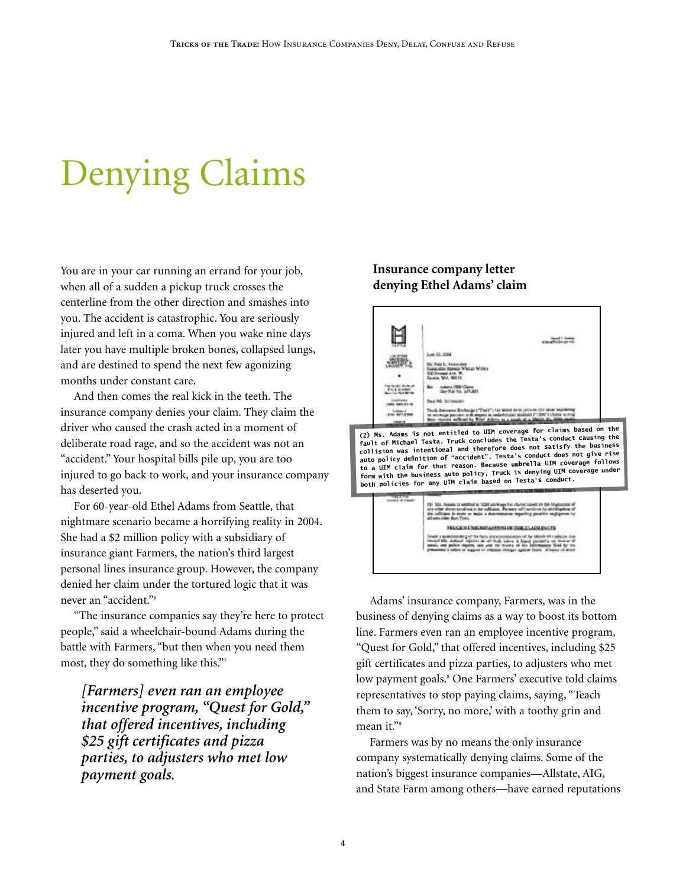# Denying Claims

You are in your car running an errand for your job, when all of a sudden a pickup truck crosses the centerline from the other direction and smashes into you. The accident is catastrophic. You are seriously injured and left in a coma. When you wake nine days later you have multiple broken bones, collapsed lungs, and are destined to spend the next few agonizing months under constant care.

And then comes the real kick in the teeth. The insurance company denies your claim. They claim the driver who caused the crash acted in a moment of deliberate road rage, and so the accident was not an "accident." Your hospital bills pile up, you are too injured to go back to work, and your insurance company has deserted you.

For 60-year-old Ethel Adams from Seattle, that nightmare scenario became a horrifying reality in 2004. She had a $2 million policy with a subsidiary of insurance giant Farmers, the nation's third largest personal lines insurance group. However, the company denied her claim under the tortured logic that it was never an "accident."[6]

"The insurance companies say they're here to protect people," said a wheelchair-bound Adams during the battle with Farmers, "but then when you need them most, they do something like this."[7]

> ***[Farmers] even ran an employee incentive program, "Quest for Gold," that offered incentives, including $25 gift certificates and pizza parties, to adjusters who met low payment goals.***

**Insurance company letter denying Ethel Adams' claim**

(2) Ms. Adams is not entitled to UIM coverage for claims based on the fault of Michael Testa. Truck concludes the Testa's conduct causing the collision was intentional and therefore does not satisfy the business auto policy definition of "accident". Testa's conduct does not give rise to a UIM claim for that reason. Because umbrella UIM coverage follows form with the business auto policy, Truck is denying UIM coverage under both policies for any UIM claim based on Testa's conduct.

Adams' insurance company, Farmers, was in the business of denying claims as a way to boost its bottom line. Farmers even ran an employee incentive program, "Quest for Gold," that offered incentives, including $25 gift certificates and pizza parties, to adjusters who met low payment goals.[8] One Farmers' executive told claims representatives to stop paying claims, saying, "Teach them to say, 'Sorry, no more,' with a toothy grin and mean it."[9]

Farmers was by no means the only insurance company systematically denying claims. Some of the nation's biggest insurance companies—Allstate, AIG, and State Farm among others—have earned reputations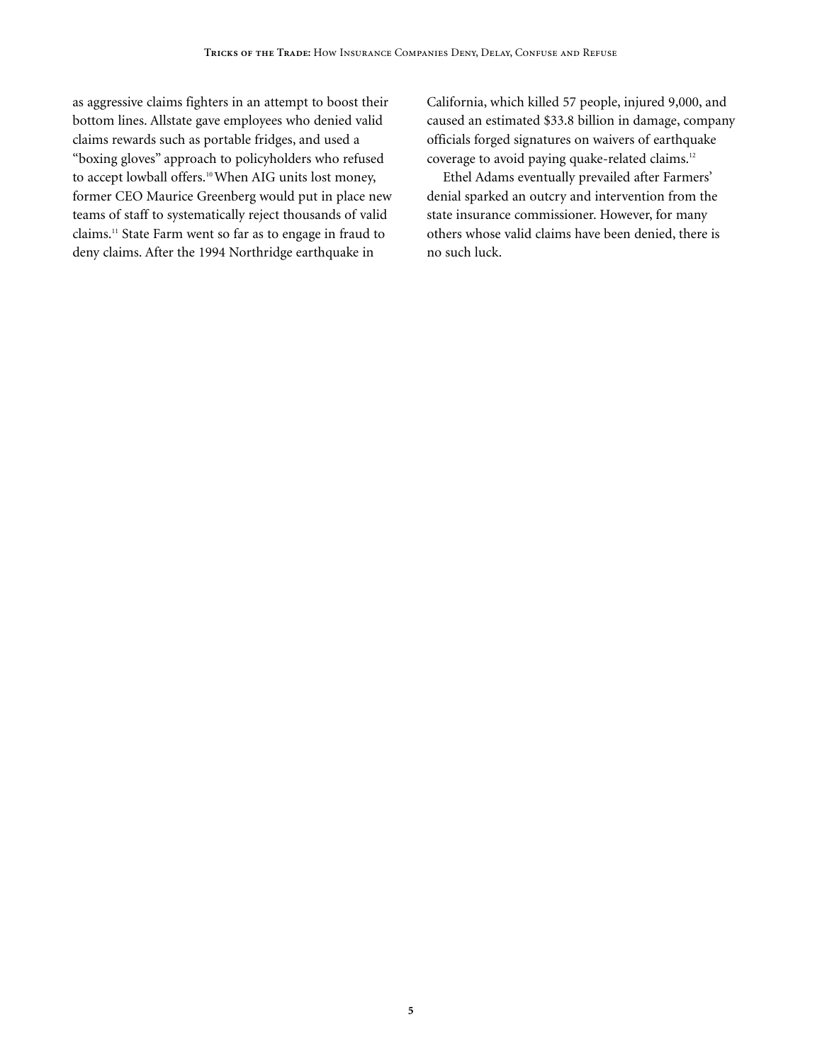as aggressive claims fighters in an attempt to boost their bottom lines. Allstate gave employees who denied valid claims rewards such as portable fridges, and used a "boxing gloves" approach to policyholders who refused to accept lowball offers.[10] When AIG units lost money, former CEO Maurice Greenberg would put in place new teams of staff to systematically reject thousands of valid claims.[11] State Farm went so far as to engage in fraud to deny claims. After the 1994 Northridge earthquake in California, which killed 57 people, injured 9,000, and caused an estimated $33.8 billion in damage, company officials forged signatures on waivers of earthquake coverage to avoid paying quake-related claims.[12]

Ethel Adams eventually prevailed after Farmers' denial sparked an outcry and intervention from the state insurance commissioner. However, for many others whose valid claims have been denied, there is no such luck.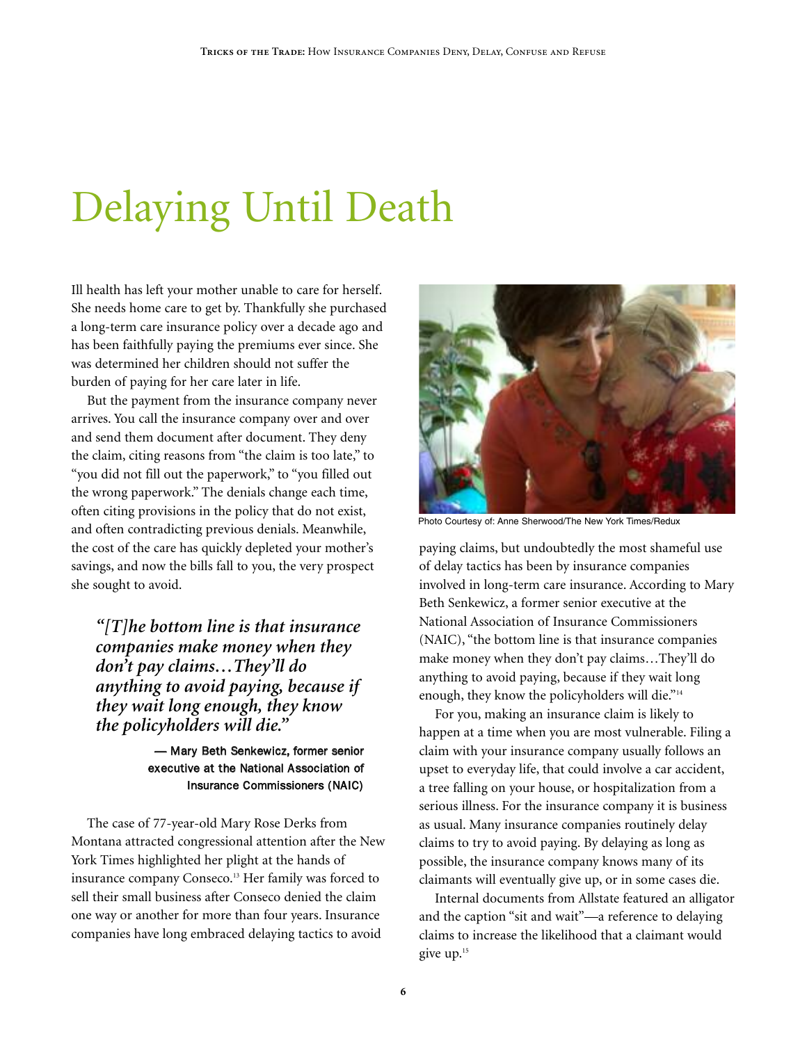# Delaying Until Death

Ill health has left your mother unable to care for herself. She needs home care to get by. Thankfully she purchased a long-term care insurance policy over a decade ago and has been faithfully paying the premiums ever since. She was determined her children should not suffer the burden of paying for her care later in life.

But the payment from the insurance company never arrives. You call the insurance company over and over and send them document after document. They deny the claim, citing reasons from "the claim is too late," to "you did not fill out the paperwork," to "you filled out the wrong paperwork." The denials change each time, often citing provisions in the policy that do not exist, and often contradicting previous denials. Meanwhile, the cost of the care has quickly depleted your mother's savings, and now the bills fall to you, the very prospect she sought to avoid.

> ***"[T]he bottom line is that insurance companies make money when they don't pay claims…They'll do anything to avoid paying, because if they wait long enough, they know the policyholders will die."***
>
> **— Mary Beth Senkewicz, former senior executive at the National Association of Insurance Commissioners (NAIC)**

The case of 77-year-old Mary Rose Derks from Montana attracted congressional attention after the New York Times highlighted her plight at the hands of insurance company Conseco.[13] Her family was forced to sell their small business after Conseco denied the claim one way or another for more than four years. Insurance companies have long embraced delaying tactics to avoid paying claims, but undoubtedly the most shameful use of delay tactics has been by insurance companies involved in long-term care insurance. According to Mary Beth Senkewicz, a former senior executive at the National Association of Insurance Commissioners (NAIC), "the bottom line is that insurance companies make money when they don't pay claims…They'll do anything to avoid paying, because if they wait long enough, they know the policyholders will die."[14]

Photo Courtesy of: Anne Sherwood/The New York Times/Redux

For you, making an insurance claim is likely to happen at a time when you are most vulnerable. Filing a claim with your insurance company usually follows an upset to everyday life, that could involve a car accident, a tree falling on your house, or hospitalization from a serious illness. For the insurance company it is business as usual. Many insurance companies routinely delay claims to try to avoid paying. By delaying as long as possible, the insurance company knows many of its claimants will eventually give up, or in some cases die.

Internal documents from Allstate featured an alligator and the caption "sit and wait"—a reference to delaying claims to increase the likelihood that a claimant would give up.[15]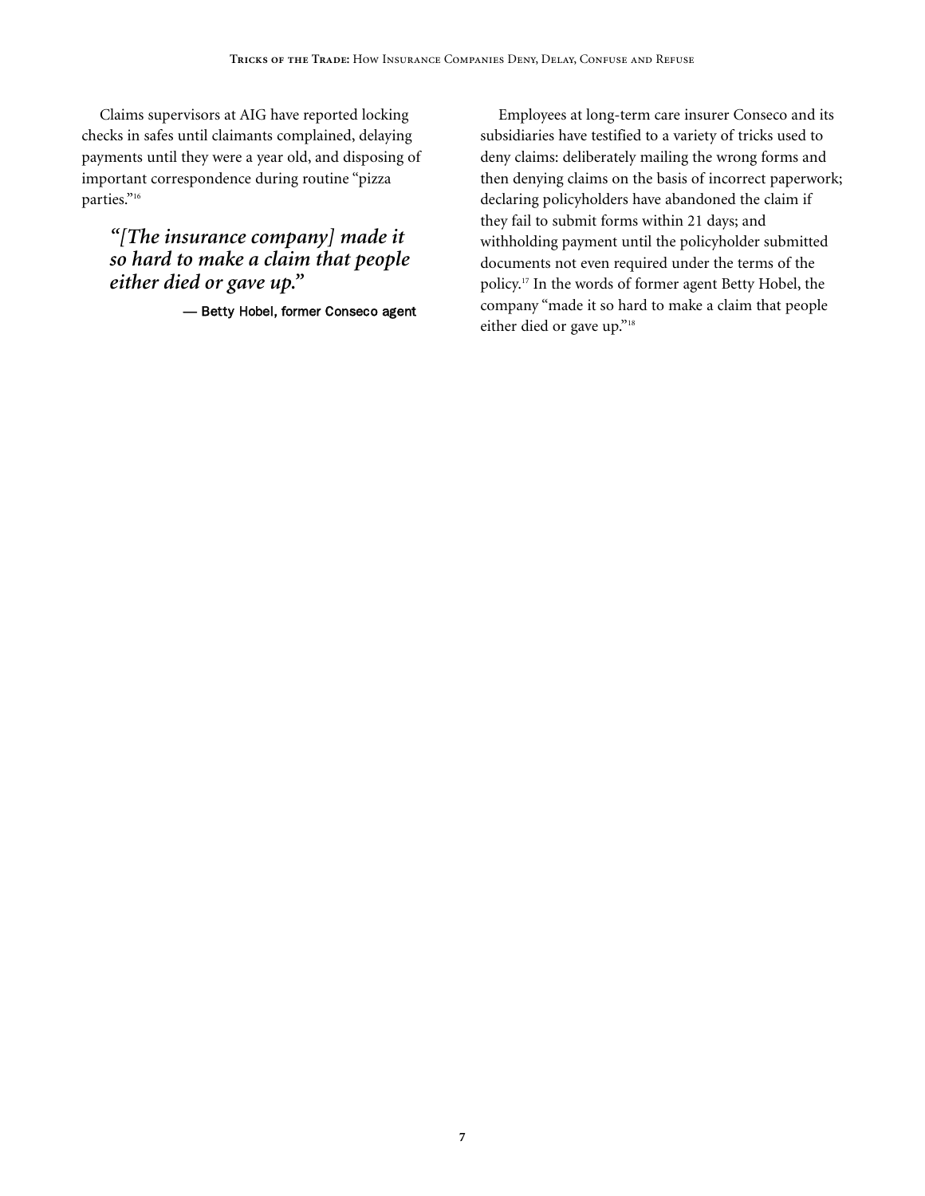Claims supervisors at AIG have reported locking checks in safes until claimants complained, delaying payments until they were a year old, and disposing of important correspondence during routine "pizza parties."[16]

> ***"[The insurance company] made it so hard to make a claim that people either died or gave up."***
>
> — Betty Hobel, former Conseco agent

Employees at long-term care insurer Conseco and its subsidiaries have testified to a variety of tricks used to deny claims: deliberately mailing the wrong forms and then denying claims on the basis of incorrect paperwork; declaring policyholders have abandoned the claim if they fail to submit forms within 21 days; and withholding payment until the policyholder submitted documents not even required under the terms of the policy.[17] In the words of former agent Betty Hobel, the company "made it so hard to make a claim that people either died or gave up."[18]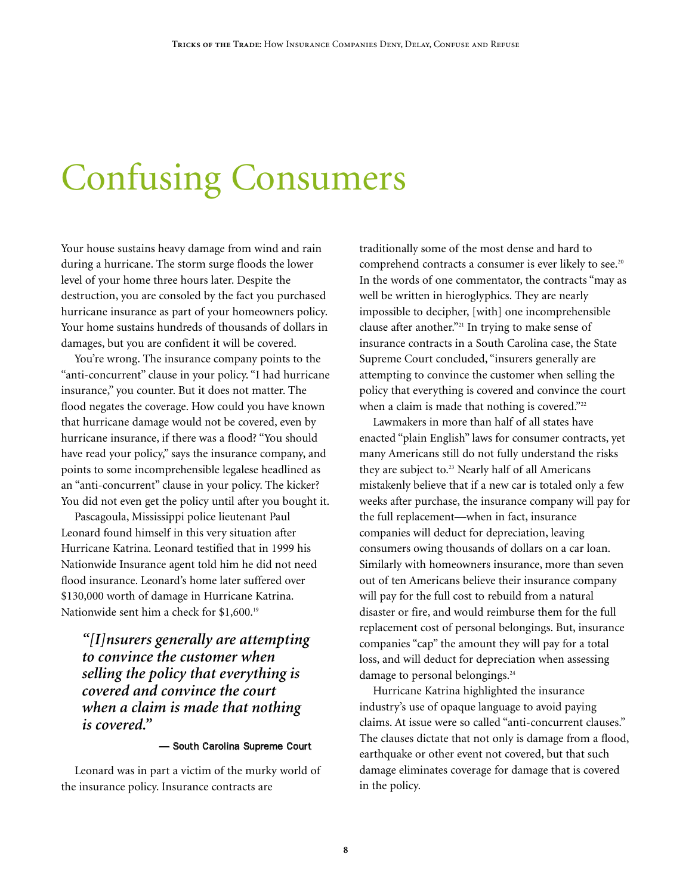# Confusing Consumers

Your house sustains heavy damage from wind and rain during a hurricane. The storm surge floods the lower level of your home three hours later. Despite the destruction, you are consoled by the fact you purchased hurricane insurance as part of your homeowners policy. Your home sustains hundreds of thousands of dollars in damages, but you are confident it will be covered.

You're wrong. The insurance company points to the "anti-concurrent" clause in your policy. "I had hurricane insurance," you counter. But it does not matter. The flood negates the coverage. How could you have known that hurricane damage would not be covered, even by hurricane insurance, if there was a flood? "You should have read your policy," says the insurance company, and points to some incomprehensible legalese headlined as an "anti-concurrent" clause in your policy. The kicker? You did not even get the policy until after you bought it.

Pascagoula, Mississippi police lieutenant Paul Leonard found himself in this very situation after Hurricane Katrina. Leonard testified that in 1999 his Nationwide Insurance agent told him he did not need flood insurance. Leonard's home later suffered over $130,000 worth of damage in Hurricane Katrina. Nationwide sent him a check for $1,600.[19]

> ***"[I]nsurers generally are attempting to convince the customer when selling the policy that everything is covered and convince the court when a claim is made that nothing is covered."***
>
> — South Carolina Supreme Court

Leonard was in part a victim of the murky world of the insurance policy. Insurance contracts are traditionally some of the most dense and hard to comprehend contracts a consumer is ever likely to see.[20] In the words of one commentator, the contracts "may as well be written in hieroglyphics. They are nearly impossible to decipher, [with] one incomprehensible clause after another."[21] In trying to make sense of insurance contracts in a South Carolina case, the State Supreme Court concluded, "insurers generally are attempting to convince the customer when selling the policy that everything is covered and convince the court when a claim is made that nothing is covered."[22]

Lawmakers in more than half of all states have enacted "plain English" laws for consumer contracts, yet many Americans still do not fully understand the risks they are subject to.[23] Nearly half of all Americans mistakenly believe that if a new car is totaled only a few weeks after purchase, the insurance company will pay for the full replacement—when in fact, insurance companies will deduct for depreciation, leaving consumers owing thousands of dollars on a car loan. Similarly with homeowners insurance, more than seven out of ten Americans believe their insurance company will pay for the full cost to rebuild from a natural disaster or fire, and would reimburse them for the full replacement cost of personal belongings. But, insurance companies "cap" the amount they will pay for a total loss, and will deduct for depreciation when assessing damage to personal belongings.[24]

Hurricane Katrina highlighted the insurance industry's use of opaque language to avoid paying claims. At issue were so called "anti-concurrent clauses." The clauses dictate that not only is damage from a flood, earthquake or other event not covered, but that such damage eliminates coverage for damage that is covered in the policy.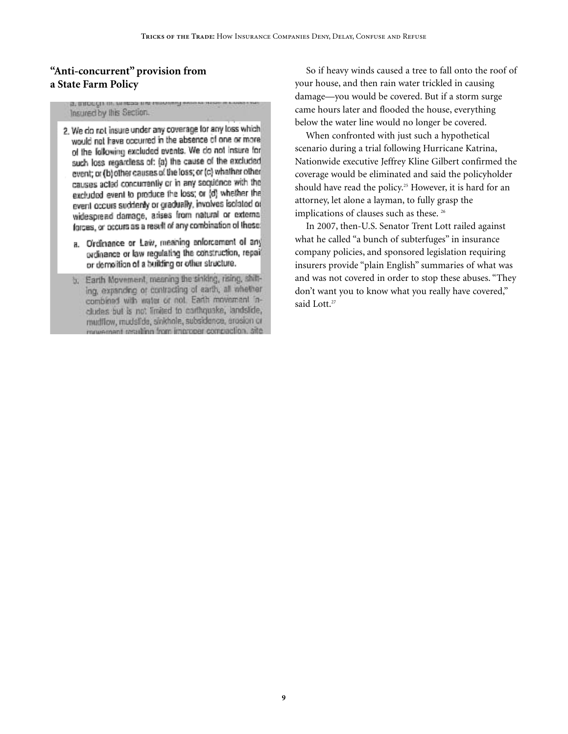### "Anti-concurrent" provision from a State Farm Policy

Insured by this Section.

2. We do not insure under any coverage for any loss which would not have occurred in the absence of one or more of the following excluded events. We do not insure for such loss regardless of: (a) the cause of the excluded event; or (b) other causes of the loss; or (c) whether other causes acted concurrently or in any sequence with the excluded event to produce the loss; or (d) whether the event occurs suddenly or gradually, involves isolated or widespread damage, arises from natural or external forces, or occurs as a result of any combination of these:

   a. Ordinance or Law, meaning enforcement of any ordinance or law regulating the construction, repair or demolition of a building or other structure.

   b. Earth Movement, meaning the sinking, rising, shifting, expanding or contracting of earth, all whether combined with water or not. Earth movement includes but is not limited to earthquake, landslide, mudflow, mudslide, sinkhole, subsidence, erosion or movement resulting from improper compaction, site

So if heavy winds caused a tree to fall onto the roof of your house, and then rain water trickled in causing damage—you would be covered. But if a storm surge came hours later and flooded the house, everything below the water line would no longer be covered.

When confronted with just such a hypothetical scenario during a trial following Hurricane Katrina, Nationwide executive Jeffrey Kline Gilbert confirmed the coverage would be eliminated and said the policyholder should have read the policy.[25] However, it is hard for an attorney, let alone a layman, to fully grasp the implications of clauses such as these. [26]

In 2007, then-U.S. Senator Trent Lott railed against what he called "a bunch of subterfuges" in insurance company policies, and sponsored legislation requiring insurers provide "plain English" summaries of what was and was not covered in order to stop these abuses. "They don't want you to know what you really have covered," said Lott.[27]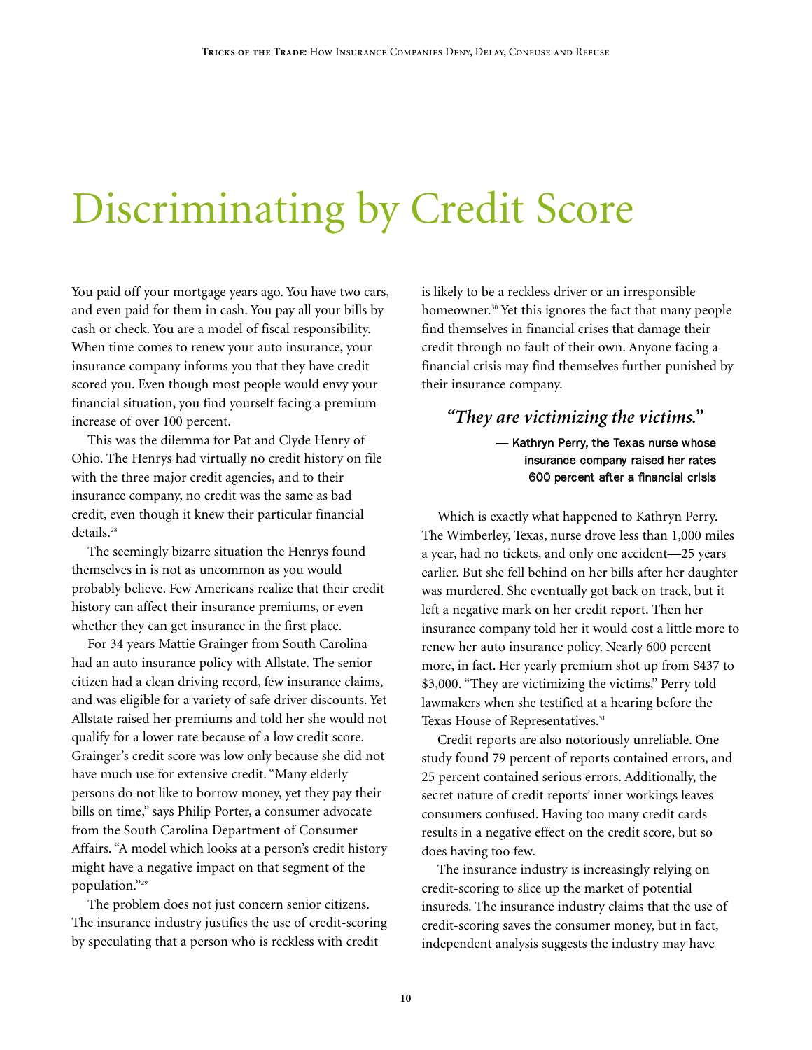# Discriminating by Credit Score

You paid off your mortgage years ago. You have two cars, and even paid for them in cash. You pay all your bills by cash or check. You are a model of fiscal responsibility. When time comes to renew your auto insurance, your insurance company informs you that they have credit scored you. Even though most people would envy your financial situation, you find yourself facing a premium increase of over 100 percent.

This was the dilemma for Pat and Clyde Henry of Ohio. The Henrys had virtually no credit history on file with the three major credit agencies, and to their insurance company, no credit was the same as bad credit, even though it knew their particular financial details.[28]

The seemingly bizarre situation the Henrys found themselves in is not as uncommon as you would probably believe. Few Americans realize that their credit history can affect their insurance premiums, or even whether they can get insurance in the first place.

For 34 years Mattie Grainger from South Carolina had an auto insurance policy with Allstate. The senior citizen had a clean driving record, few insurance claims, and was eligible for a variety of safe driver discounts. Yet Allstate raised her premiums and told her she would not qualify for a lower rate because of a low credit score. Grainger's credit score was low only because she did not have much use for extensive credit. "Many elderly persons do not like to borrow money, yet they pay their bills on time," says Philip Porter, a consumer advocate from the South Carolina Department of Consumer Affairs. "A model which looks at a person's credit history might have a negative impact on that segment of the population."[29]

The problem does not just concern senior citizens. The insurance industry justifies the use of credit-scoring by speculating that a person who is reckless with credit is likely to be a reckless driver or an irresponsible homeowner.[30] Yet this ignores the fact that many people find themselves in financial crises that damage their credit through no fault of their own. Anyone facing a financial crisis may find themselves further punished by their insurance company.

> ***"They are victimizing the victims."***
>
> **— Kathryn Perry, the Texas nurse whose insurance company raised her rates 600 percent after a financial crisis**

Which is exactly what happened to Kathryn Perry. The Wimberley, Texas, nurse drove less than 1,000 miles a year, had no tickets, and only one accident—25 years earlier. But she fell behind on her bills after her daughter was murdered. She eventually got back on track, but it left a negative mark on her credit report. Then her insurance company told her it would cost a little more to renew her auto insurance policy. Nearly 600 percent more, in fact. Her yearly premium shot up from $437 to $3,000. "They are victimizing the victims," Perry told lawmakers when she testified at a hearing before the Texas House of Representatives.[31]

Credit reports are also notoriously unreliable. One study found 79 percent of reports contained errors, and 25 percent contained serious errors. Additionally, the secret nature of credit reports' inner workings leaves consumers confused. Having too many credit cards results in a negative effect on the credit score, but so does having too few.

The insurance industry is increasingly relying on credit-scoring to slice up the market of potential insureds. The insurance industry claims that the use of credit-scoring saves the consumer money, but in fact, independent analysis suggests the industry may have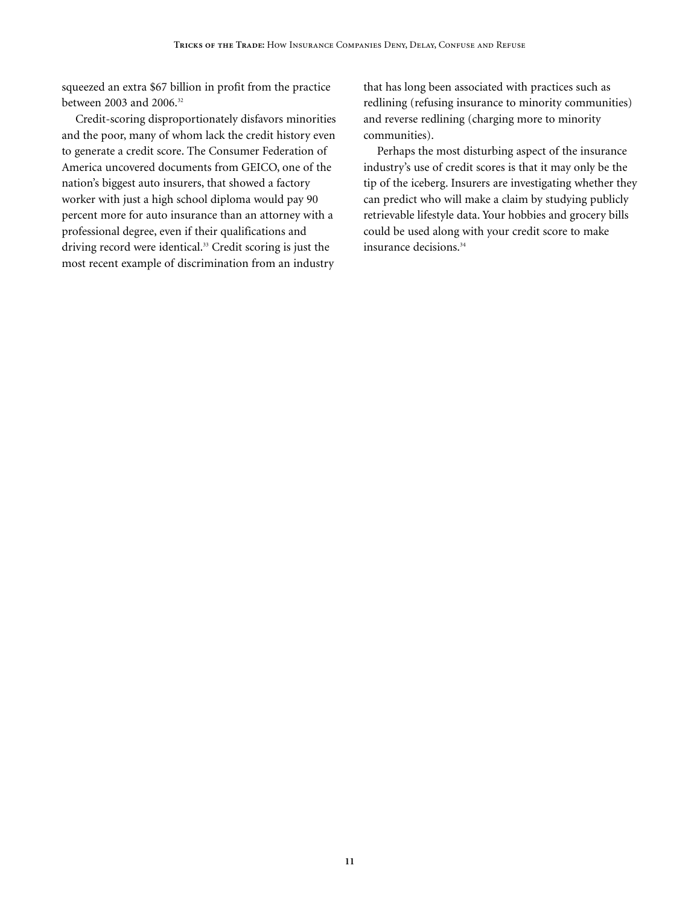squeezed an extra $67 billion in profit from the practice between 2003 and 2006.[32]

Credit-scoring disproportionately disfavors minorities and the poor, many of whom lack the credit history even to generate a credit score. The Consumer Federation of America uncovered documents from GEICO, one of the nation's biggest auto insurers, that showed a factory worker with just a high school diploma would pay 90 percent more for auto insurance than an attorney with a professional degree, even if their qualifications and driving record were identical.[33] Credit scoring is just the most recent example of discrimination from an industry that has long been associated with practices such as redlining (refusing insurance to minority communities) and reverse redlining (charging more to minority communities).

Perhaps the most disturbing aspect of the insurance industry's use of credit scores is that it may only be the tip of the iceberg. Insurers are investigating whether they can predict who will make a claim by studying publicly retrievable lifestyle data. Your hobbies and grocery bills could be used along with your credit score to make insurance decisions.[34]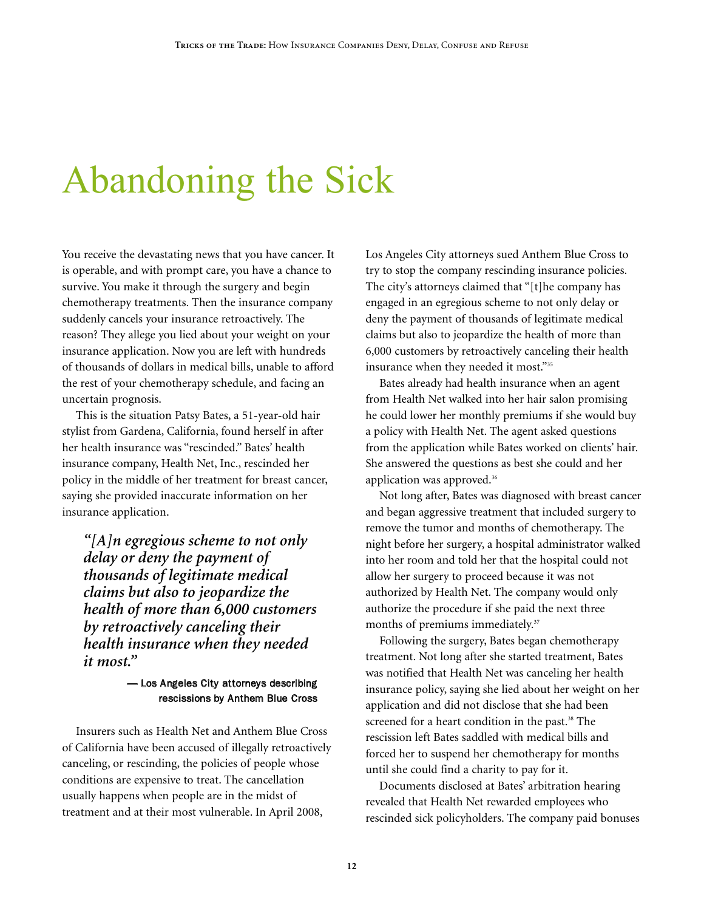# Abandoning the Sick

You receive the devastating news that you have cancer. It is operable, and with prompt care, you have a chance to survive. You make it through the surgery and begin chemotherapy treatments. Then the insurance company suddenly cancels your insurance retroactively. The reason? They allege you lied about your weight on your insurance application. Now you are left with hundreds of thousands of dollars in medical bills, unable to afford the rest of your chemotherapy schedule, and facing an uncertain prognosis.

This is the situation Patsy Bates, a 51-year-old hair stylist from Gardena, California, found herself in after her health insurance was "rescinded." Bates' health insurance company, Health Net, Inc., rescinded her policy in the middle of her treatment for breast cancer, saying she provided inaccurate information on her insurance application.

> ***"[A]n egregious scheme to not only delay or deny the payment of thousands of legitimate medical claims but also to jeopardize the health of more than 6,000 customers by retroactively canceling their health insurance when they needed it most."***
>
> **— Los Angeles City attorneys describing rescissions by Anthem Blue Cross**

Insurers such as Health Net and Anthem Blue Cross of California have been accused of illegally retroactively canceling, or rescinding, the policies of people whose conditions are expensive to treat. The cancellation usually happens when people are in the midst of treatment and at their most vulnerable. In April 2008, Los Angeles City attorneys sued Anthem Blue Cross to try to stop the company rescinding insurance policies. The city's attorneys claimed that "[t]he company has engaged in an egregious scheme to not only delay or deny the payment of thousands of legitimate medical claims but also to jeopardize the health of more than 6,000 customers by retroactively canceling their health insurance when they needed it most."[35]

Bates already had health insurance when an agent from Health Net walked into her hair salon promising he could lower her monthly premiums if she would buy a policy with Health Net. The agent asked questions from the application while Bates worked on clients' hair. She answered the questions as best she could and her application was approved.[36]

Not long after, Bates was diagnosed with breast cancer and began aggressive treatment that included surgery to remove the tumor and months of chemotherapy. The night before her surgery, a hospital administrator walked into her room and told her that the hospital could not allow her surgery to proceed because it was not authorized by Health Net. The company would only authorize the procedure if she paid the next three months of premiums immediately.[37]

Following the surgery, Bates began chemotherapy treatment. Not long after she started treatment, Bates was notified that Health Net was canceling her health insurance policy, saying she lied about her weight on her application and did not disclose that she had been screened for a heart condition in the past.[38] The rescission left Bates saddled with medical bills and forced her to suspend her chemotherapy for months until she could find a charity to pay for it.

Documents disclosed at Bates' arbitration hearing revealed that Health Net rewarded employees who rescinded sick policyholders. The company paid bonuses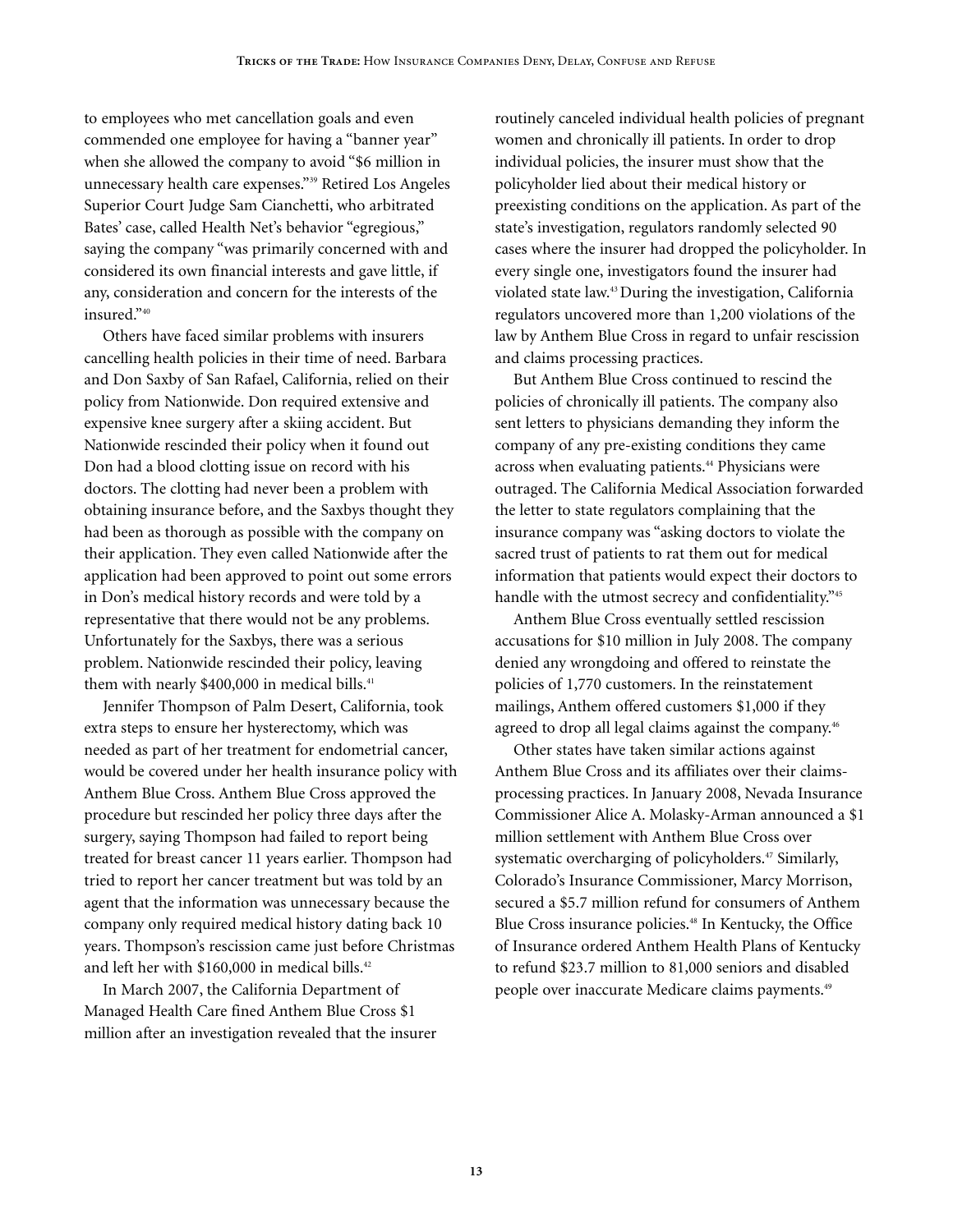to employees who met cancellation goals and even commended one employee for having a "banner year" when she allowed the company to avoid "$6 million in unnecessary health care expenses."[39] Retired Los Angeles Superior Court Judge Sam Cianchetti, who arbitrated Bates' case, called Health Net's behavior "egregious," saying the company "was primarily concerned with and considered its own financial interests and gave little, if any, consideration and concern for the interests of the insured."[40]

Others have faced similar problems with insurers cancelling health policies in their time of need. Barbara and Don Saxby of San Rafael, California, relied on their policy from Nationwide. Don required extensive and expensive knee surgery after a skiing accident. But Nationwide rescinded their policy when it found out Don had a blood clotting issue on record with his doctors. The clotting had never been a problem with obtaining insurance before, and the Saxbys thought they had been as thorough as possible with the company on their application. They even called Nationwide after the application had been approved to point out some errors in Don's medical history records and were told by a representative that there would not be any problems. Unfortunately for the Saxbys, there was a serious problem. Nationwide rescinded their policy, leaving them with nearly $400,000 in medical bills.[41]

Jennifer Thompson of Palm Desert, California, took extra steps to ensure her hysterectomy, which was needed as part of her treatment for endometrial cancer, would be covered under her health insurance policy with Anthem Blue Cross. Anthem Blue Cross approved the procedure but rescinded her policy three days after the surgery, saying Thompson had failed to report being treated for breast cancer 11 years earlier. Thompson had tried to report her cancer treatment but was told by an agent that the information was unnecessary because the company only required medical history dating back 10 years. Thompson's rescission came just before Christmas and left her with $160,000 in medical bills.[42]

In March 2007, the California Department of Managed Health Care fined Anthem Blue Cross $1 million after an investigation revealed that the insurer routinely canceled individual health policies of pregnant women and chronically ill patients. In order to drop individual policies, the insurer must show that the policyholder lied about their medical history or preexisting conditions on the application. As part of the state's investigation, regulators randomly selected 90 cases where the insurer had dropped the policyholder. In every single one, investigators found the insurer had violated state law.[43] During the investigation, California regulators uncovered more than 1,200 violations of the law by Anthem Blue Cross in regard to unfair rescission and claims processing practices.

But Anthem Blue Cross continued to rescind the policies of chronically ill patients. The company also sent letters to physicians demanding they inform the company of any pre-existing conditions they came across when evaluating patients.[44] Physicians were outraged. The California Medical Association forwarded the letter to state regulators complaining that the insurance company was "asking doctors to violate the sacred trust of patients to rat them out for medical information that patients would expect their doctors to handle with the utmost secrecy and confidentiality."[45]

Anthem Blue Cross eventually settled rescission accusations for $10 million in July 2008. The company denied any wrongdoing and offered to reinstate the policies of 1,770 customers. In the reinstatement mailings, Anthem offered customers $1,000 if they agreed to drop all legal claims against the company.[46]

Other states have taken similar actions against Anthem Blue Cross and its affiliates over their claims-processing practices. In January 2008, Nevada Insurance Commissioner Alice A. Molasky-Arman announced a $1 million settlement with Anthem Blue Cross over systematic overcharging of policyholders.[47] Similarly, Colorado's Insurance Commissioner, Marcy Morrison, secured a $5.7 million refund for consumers of Anthem Blue Cross insurance policies.[48] In Kentucky, the Office of Insurance ordered Anthem Health Plans of Kentucky to refund $23.7 million to 81,000 seniors and disabled people over inaccurate Medicare claims payments.[49]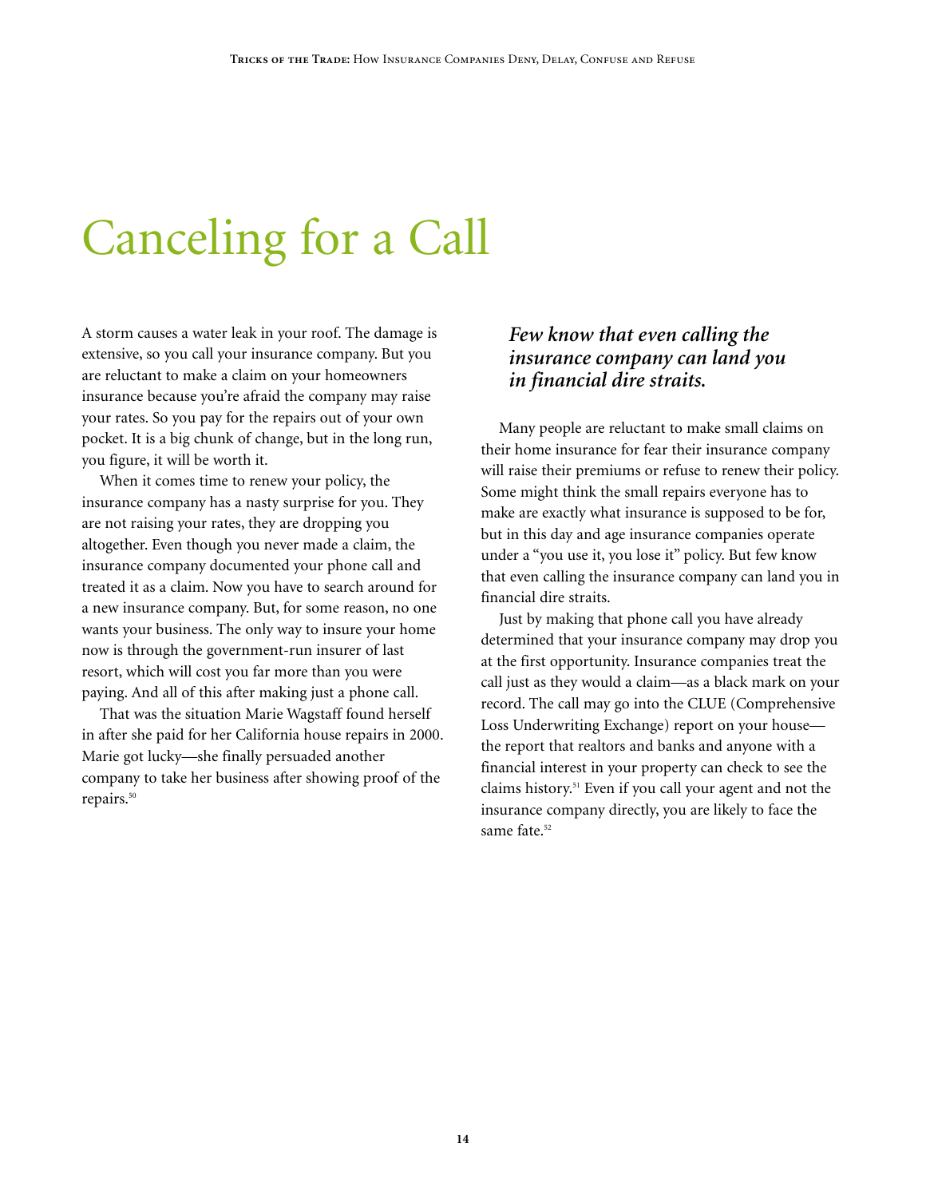# Canceling for a Call

A storm causes a water leak in your roof. The damage is extensive, so you call your insurance company. But you are reluctant to make a claim on your homeowners insurance because you're afraid the company may raise your rates. So you pay for the repairs out of your own pocket. It is a big chunk of change, but in the long run, you figure, it will be worth it.

When it comes time to renew your policy, the insurance company has a nasty surprise for you. They are not raising your rates, they are dropping you altogether. Even though you never made a claim, the insurance company documented your phone call and treated it as a claim. Now you have to search around for a new insurance company. But, for some reason, no one wants your business. The only way to insure your home now is through the government-run insurer of last resort, which will cost you far more than you were paying. And all of this after making just a phone call.

That was the situation Marie Wagstaff found herself in after she paid for her California house repairs in 2000. Marie got lucky—she finally persuaded another company to take her business after showing proof of the repairs.[50]

***Few know that even calling the insurance company can land you in financial dire straits.***

Many people are reluctant to make small claims on their home insurance for fear their insurance company will raise their premiums or refuse to renew their policy. Some might think the small repairs everyone has to make are exactly what insurance is supposed to be for, but in this day and age insurance companies operate under a "you use it, you lose it" policy. But few know that even calling the insurance company can land you in financial dire straits.

Just by making that phone call you have already determined that your insurance company may drop you at the first opportunity. Insurance companies treat the call just as they would a claim—as a black mark on your record. The call may go into the CLUE (Comprehensive Loss Underwriting Exchange) report on your house—the report that realtors and banks and anyone with a financial interest in your property can check to see the claims history.[51] Even if you call your agent and not the insurance company directly, you are likely to face the same fate.[52]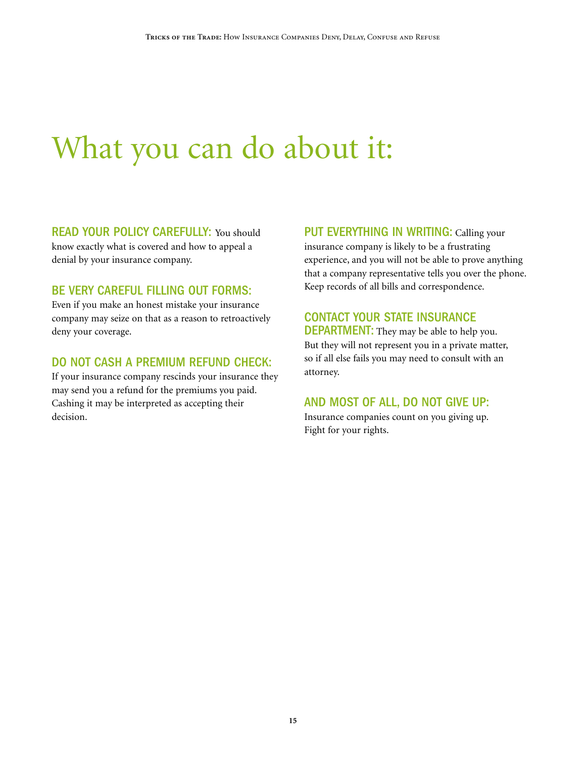# What you can do about it:

**READ YOUR POLICY CAREFULLY:** You should know exactly what is covered and how to appeal a denial by your insurance company.

**BE VERY CAREFUL FILLING OUT FORMS:** Even if you make an honest mistake your insurance company may seize on that as a reason to retroactively deny your coverage.

**DO NOT CASH A PREMIUM REFUND CHECK:** If your insurance company rescinds your insurance they may send you a refund for the premiums you paid. Cashing it may be interpreted as accepting their decision.

**PUT EVERYTHING IN WRITING:** Calling your insurance company is likely to be a frustrating experience, and you will not be able to prove anything that a company representative tells you over the phone. Keep records of all bills and correspondence.

**CONTACT YOUR STATE INSURANCE DEPARTMENT:** They may be able to help you. But they will not represent you in a private matter, so if all else fails you may need to consult with an attorney.

**AND MOST OF ALL, DO NOT GIVE UP:** Insurance companies count on you giving up. Fight for your rights.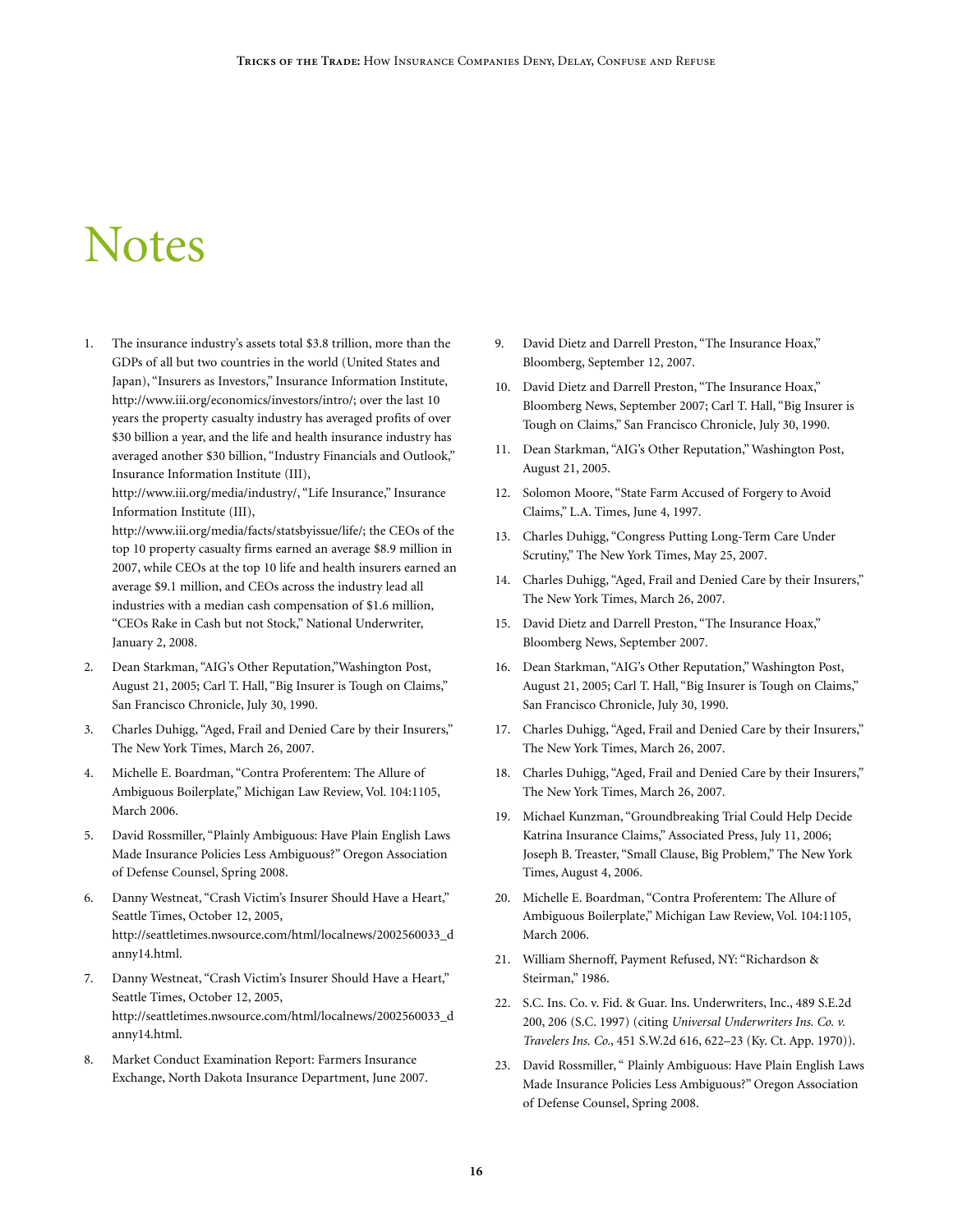# Notes

1. The insurance industry's assets total $3.8 trillion, more than the GDPs of all but two countries in the world (United States and Japan), "Insurers as Investors," Insurance Information Institute, http://www.iii.org/economics/investors/intro/; over the last 10 years the property casualty industry has averaged profits of over $30 billion a year, and the life and health insurance industry has averaged another $30 billion, "Industry Financials and Outlook," Insurance Information Institute (III), http://www.iii.org/media/industry/, "Life Insurance," Insurance Information Institute (III), http://www.iii.org/media/facts/statsbyissue/life/; the CEOs of the top 10 property casualty firms earned an average $8.9 million in 2007, while CEOs at the top 10 life and health insurers earned an average $9.1 million, and CEOs across the industry lead all industries with a median cash compensation of $1.6 million, "CEOs Rake in Cash but not Stock," National Underwriter, January 2, 2008.
2. Dean Starkman, "AIG's Other Reputation,"Washington Post, August 21, 2005; Carl T. Hall, "Big Insurer is Tough on Claims," San Francisco Chronicle, July 30, 1990.
3. Charles Duhigg, "Aged, Frail and Denied Care by their Insurers," The New York Times, March 26, 2007.
4. Michelle E. Boardman, "Contra Proferentem: The Allure of Ambiguous Boilerplate," Michigan Law Review, Vol. 104:1105, March 2006.
5. David Rossmiller, "Plainly Ambiguous: Have Plain English Laws Made Insurance Policies Less Ambiguous?" Oregon Association of Defense Counsel, Spring 2008.
6. Danny Westneat, "Crash Victim's Insurer Should Have a Heart," Seattle Times, October 12, 2005, http://seattletimes.nwsource.com/html/localnews/2002560033_danny14.html.
7. Danny Westneat, "Crash Victim's Insurer Should Have a Heart," Seattle Times, October 12, 2005, http://seattletimes.nwsource.com/html/localnews/2002560033_danny14.html.
8. Market Conduct Examination Report: Farmers Insurance Exchange, North Dakota Insurance Department, June 2007.
9. David Dietz and Darrell Preston, "The Insurance Hoax," Bloomberg, September 12, 2007.
10. David Dietz and Darrell Preston, "The Insurance Hoax," Bloomberg News, September 2007; Carl T. Hall, "Big Insurer is Tough on Claims," San Francisco Chronicle, July 30, 1990.
11. Dean Starkman, "AIG's Other Reputation," Washington Post, August 21, 2005.
12. Solomon Moore, "State Farm Accused of Forgery to Avoid Claims," L.A. Times, June 4, 1997.
13. Charles Duhigg, "Congress Putting Long-Term Care Under Scrutiny," The New York Times, May 25, 2007.
14. Charles Duhigg, "Aged, Frail and Denied Care by their Insurers," The New York Times, March 26, 2007.
15. David Dietz and Darrell Preston, "The Insurance Hoax," Bloomberg News, September 2007.
16. Dean Starkman, "AIG's Other Reputation," Washington Post, August 21, 2005; Carl T. Hall, "Big Insurer is Tough on Claims," San Francisco Chronicle, July 30, 1990.
17. Charles Duhigg, "Aged, Frail and Denied Care by their Insurers," The New York Times, March 26, 2007.
18. Charles Duhigg, "Aged, Frail and Denied Care by their Insurers," The New York Times, March 26, 2007.
19. Michael Kunzman, "Groundbreaking Trial Could Help Decide Katrina Insurance Claims," Associated Press, July 11, 2006; Joseph B. Treaster, "Small Clause, Big Problem," The New York Times, August 4, 2006.
20. Michelle E. Boardman, "Contra Proferentem: The Allure of Ambiguous Boilerplate," Michigan Law Review, Vol. 104:1105, March 2006.
21. William Shernoff, Payment Refused, NY: "Richardson & Steirman," 1986.
22. S.C. Ins. Co. v. Fid. & Guar. Ins. Underwriters, Inc., 489 S.E.2d 200, 206 (S.C. 1997) (citing *Universal Underwriters Ins. Co. v. Travelers Ins. Co.*, 451 S.W.2d 616, 622–23 (Ky. Ct. App. 1970)).
23. David Rossmiller, " Plainly Ambiguous: Have Plain English Laws Made Insurance Policies Less Ambiguous?" Oregon Association of Defense Counsel, Spring 2008.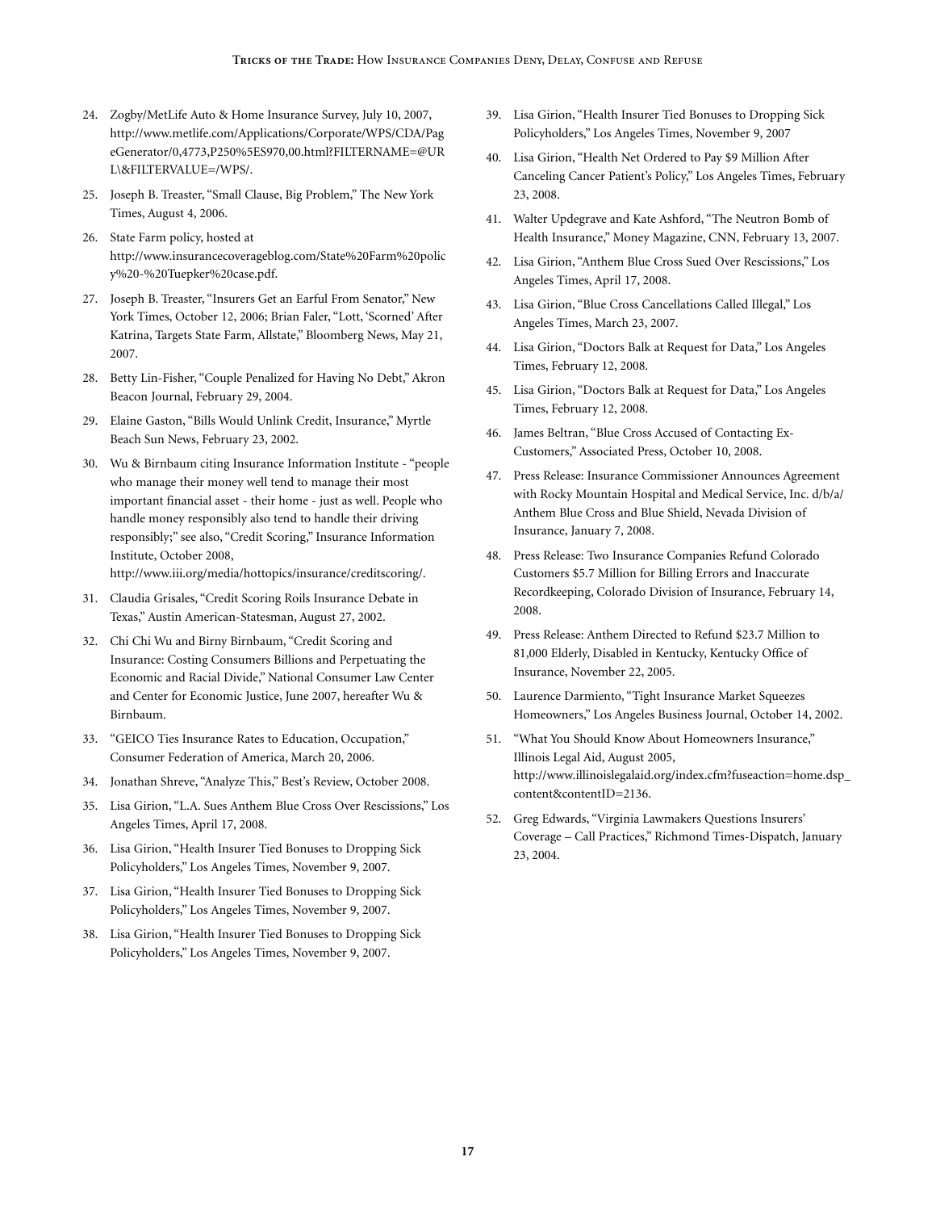24. Zogby/MetLife Auto & Home Insurance Survey, July 10, 2007, http://www.metlife.com/Applications/Corporate/WPS/CDA/PageGenerator/0,4773,P250%5ES970,00.html?FILTERNAME=@URL\&FILTERVALUE=/WPS/.
25. Joseph B. Treaster, "Small Clause, Big Problem," The New York Times, August 4, 2006.
26. State Farm policy, hosted at http://www.insurancecoverageblog.com/State%20Farm%20policy%20-%20Tuepker%20case.pdf.
27. Joseph B. Treaster, "Insurers Get an Earful From Senator," New York Times, October 12, 2006; Brian Faler, "Lott, 'Scorned' After Katrina, Targets State Farm, Allstate," Bloomberg News, May 21, 2007.
28. Betty Lin-Fisher, "Couple Penalized for Having No Debt," Akron Beacon Journal, February 29, 2004.
29. Elaine Gaston, "Bills Would Unlink Credit, Insurance," Myrtle Beach Sun News, February 23, 2002.
30. Wu & Birnbaum citing Insurance Information Institute - "people who manage their money well tend to manage their most important financial asset - their home - just as well. People who handle money responsibly also tend to handle their driving responsibly;" see also, "Credit Scoring," Insurance Information Institute, October 2008, http://www.iii.org/media/hottopics/insurance/creditscoring/.
31. Claudia Grisales, "Credit Scoring Roils Insurance Debate in Texas," Austin American-Statesman, August 27, 2002.
32. Chi Chi Wu and Birny Birnbaum, "Credit Scoring and Insurance: Costing Consumers Billions and Perpetuating the Economic and Racial Divide," National Consumer Law Center and Center for Economic Justice, June 2007, hereafter Wu & Birnbaum.
33. "GEICO Ties Insurance Rates to Education, Occupation," Consumer Federation of America, March 20, 2006.
34. Jonathan Shreve, "Analyze This," Best's Review, October 2008.
35. Lisa Girion, "L.A. Sues Anthem Blue Cross Over Rescissions," Los Angeles Times, April 17, 2008.
36. Lisa Girion, "Health Insurer Tied Bonuses to Dropping Sick Policyholders," Los Angeles Times, November 9, 2007.
37. Lisa Girion, "Health Insurer Tied Bonuses to Dropping Sick Policyholders," Los Angeles Times, November 9, 2007.
38. Lisa Girion, "Health Insurer Tied Bonuses to Dropping Sick Policyholders," Los Angeles Times, November 9, 2007.
39. Lisa Girion, "Health Insurer Tied Bonuses to Dropping Sick Policyholders," Los Angeles Times, November 9, 2007
40. Lisa Girion, "Health Net Ordered to Pay $9 Million After Canceling Cancer Patient's Policy," Los Angeles Times, February 23, 2008.
41. Walter Updegrave and Kate Ashford, "The Neutron Bomb of Health Insurance," Money Magazine, CNN, February 13, 2007.
42. Lisa Girion, "Anthem Blue Cross Sued Over Rescissions," Los Angeles Times, April 17, 2008.
43. Lisa Girion, "Blue Cross Cancellations Called Illegal," Los Angeles Times, March 23, 2007.
44. Lisa Girion, "Doctors Balk at Request for Data," Los Angeles Times, February 12, 2008.
45. Lisa Girion, "Doctors Balk at Request for Data," Los Angeles Times, February 12, 2008.
46. James Beltran, "Blue Cross Accused of Contacting Ex-Customers," Associated Press, October 10, 2008.
47. Press Release: Insurance Commissioner Announces Agreement with Rocky Mountain Hospital and Medical Service, Inc. d/b/a/ Anthem Blue Cross and Blue Shield, Nevada Division of Insurance, January 7, 2008.
48. Press Release: Two Insurance Companies Refund Colorado Customers $5.7 Million for Billing Errors and Inaccurate Recordkeeping, Colorado Division of Insurance, February 14, 2008.
49. Press Release: Anthem Directed to Refund $23.7 Million to 81,000 Elderly, Disabled in Kentucky, Kentucky Office of Insurance, November 22, 2005.
50. Laurence Darmiento, "Tight Insurance Market Squeezes Homeowners," Los Angeles Business Journal, October 14, 2002.
51. "What You Should Know About Homeowners Insurance," Illinois Legal Aid, August 2005, http://www.illinoislegalaid.org/index.cfm?fuseaction=home.dsp_content&contentID=2136.
52. Greg Edwards, "Virginia Lawmakers Questions Insurers' Coverage – Call Practices," Richmond Times-Dispatch, January 23, 2004.